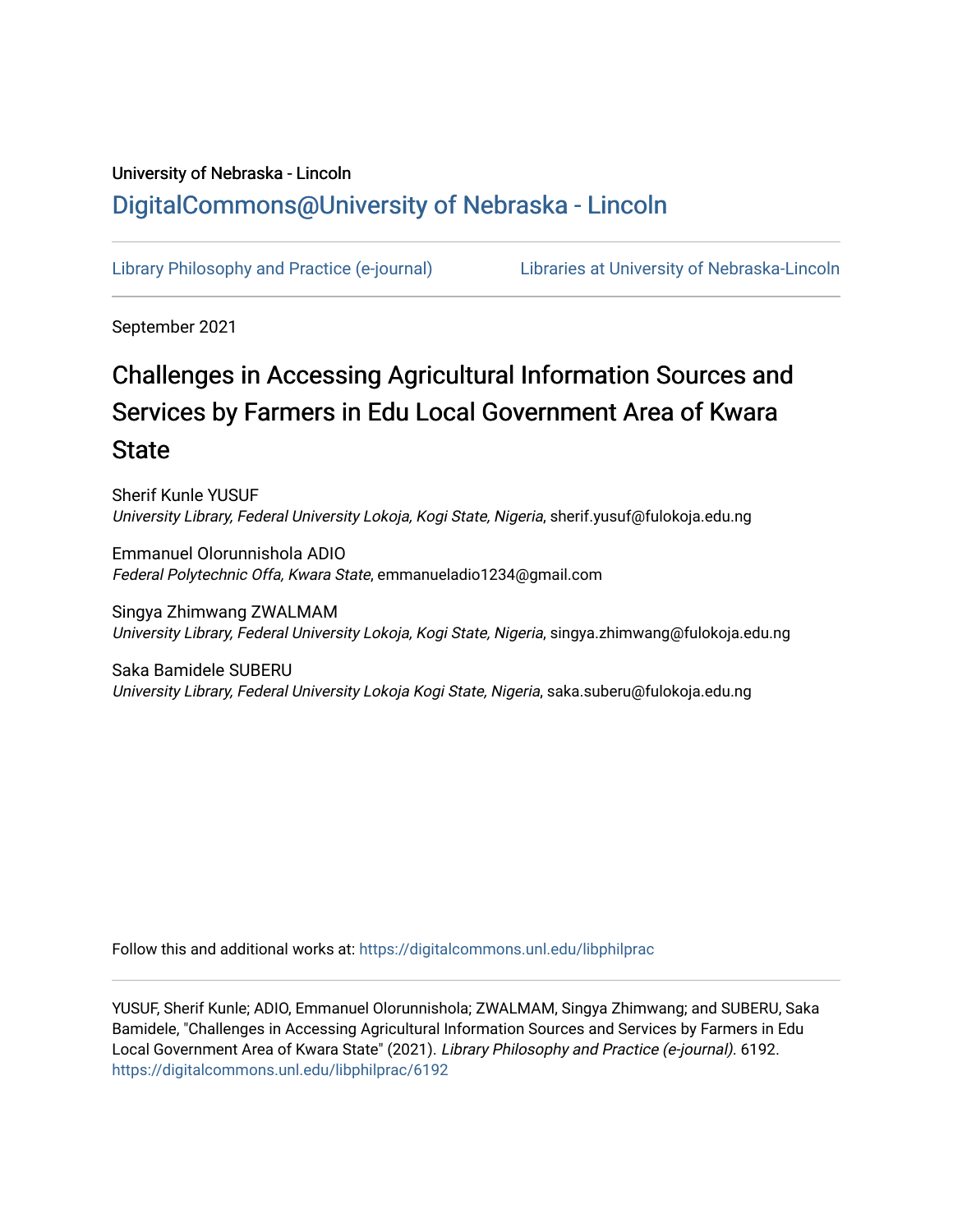University of Nebraska - Lincoln

## DigitalCommons@University of Nebraska - Lincoln

Library Philosophy and Practice (e-journal)

Libraries at University of Nebraska-Lincoln

September 2021

# Challenges in Accessing Agricultural Information Sources and Services by Farmers in Edu Local Government Area of Kwara State

Sherif Kunle YUSUF
*University Library, Federal University Lokoja, Kogi State, Nigeria*, sherif.yusuf@fulokoja.edu.ng

Emmanuel Olorunnishola ADIO
*Federal Polytechnic Offa, Kwara State*, emmanueladio1234@gmail.com

Singya Zhimwang ZWALMAM
*University Library, Federal University Lokoja, Kogi State, Nigeria*, singya.zhimwang@fulokoja.edu.ng

Saka Bamidele SUBERU
*University Library, Federal University Lokoja Kogi State, Nigeria*, saka.suberu@fulokoja.edu.ng

Follow this and additional works at: https://digitalcommons.unl.edu/libphilprac

YUSUF, Sherif Kunle; ADIO, Emmanuel Olorunnishola; ZWALMAM, Singya Zhimwang; and SUBERU, Saka Bamidele, "Challenges in Accessing Agricultural Information Sources and Services by Farmers in Edu Local Government Area of Kwara State" (2021). *Library Philosophy and Practice (e-journal)*. 6192.
https://digitalcommons.unl.edu/libphilprac/6192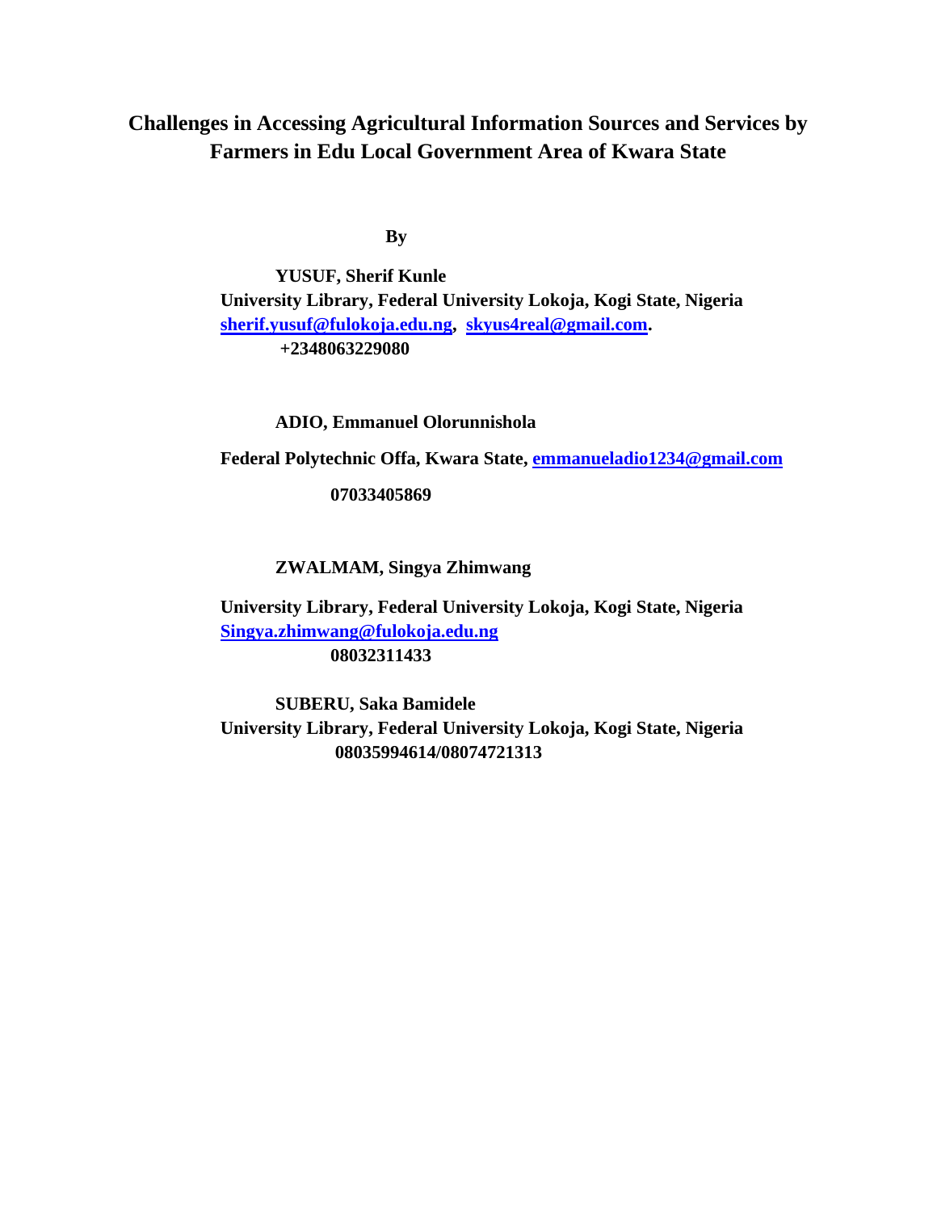# Challenges in Accessing Agricultural Information Sources and Services by Farmers in Edu Local Government Area of Kwara State

**By**

**YUSUF, Sherif Kunle**
**University Library, Federal University Lokoja, Kogi State, Nigeria**
**sherif.yusuf@fulokoja.edu.ng, skyus4real@gmail.com.**
**+2348063229080**

**ADIO, Emmanuel Olorunnishola**

**Federal Polytechnic Offa, Kwara State, emmanueladio1234@gmail.com**

**07033405869**

**ZWALMAM, Singya Zhimwang**

**University Library, Federal University Lokoja, Kogi State, Nigeria**
**Singya.zhimwang@fulokoja.edu.ng**
**08032311433**

**SUBERU, Saka Bamidele**
**University Library, Federal University Lokoja, Kogi State, Nigeria**
**08035994614/08074721313**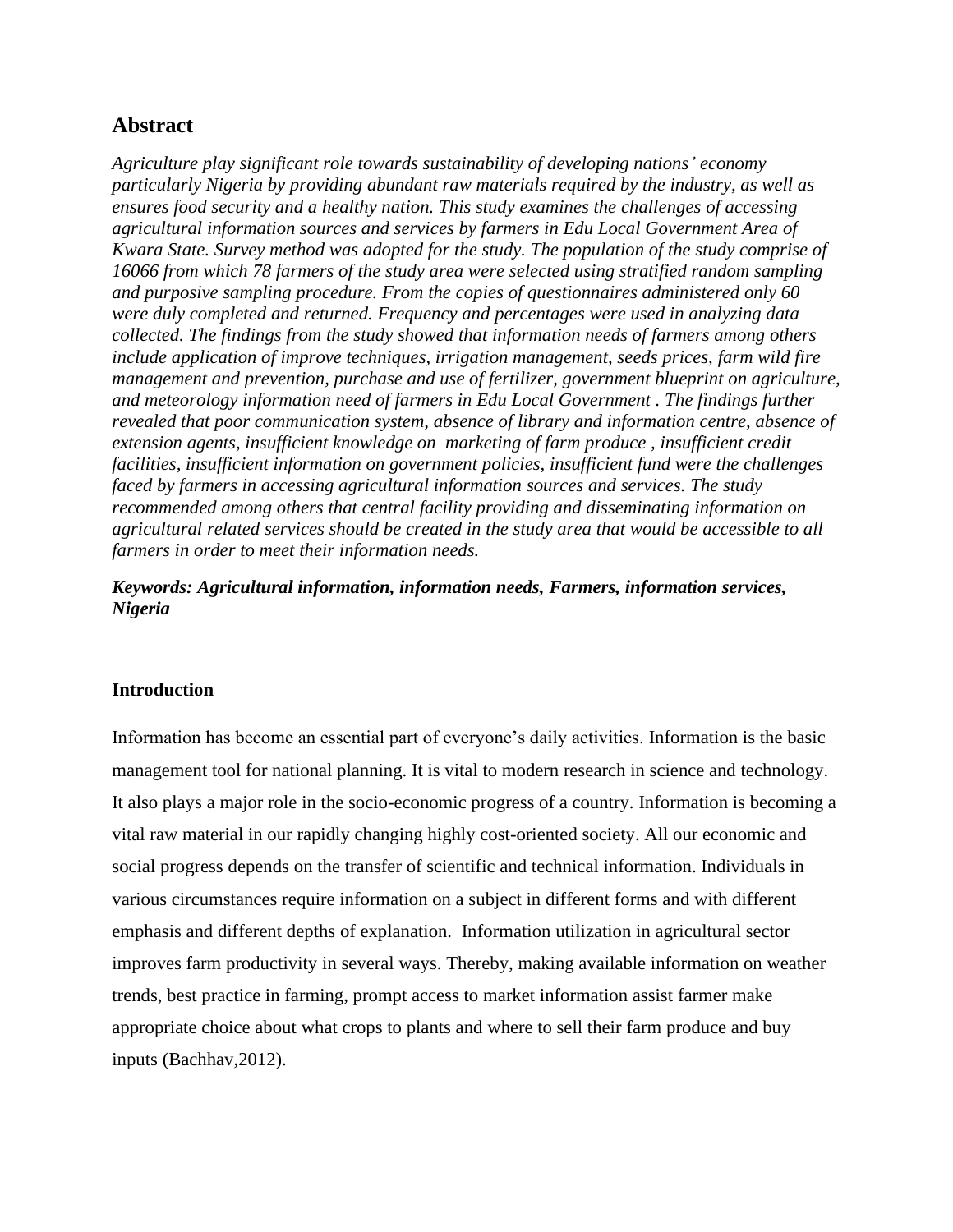## Abstract

*Agriculture play significant role towards sustainability of developing nations' economy particularly Nigeria by providing abundant raw materials required by the industry, as well as ensures food security and a healthy nation. This study examines the challenges of accessing agricultural information sources and services by farmers in Edu Local Government Area of Kwara State. Survey method was adopted for the study. The population of the study comprise of 16066 from which 78 farmers of the study area were selected using stratified random sampling and purposive sampling procedure. From the copies of questionnaires administered only 60 were duly completed and returned. Frequency and percentages were used in analyzing data collected. The findings from the study showed that information needs of farmers among others include application of improve techniques, irrigation management, seeds prices, farm wild fire management and prevention, purchase and use of fertilizer, government blueprint on agriculture, and meteorology information need of farmers in Edu Local Government . The findings further revealed that poor communication system, absence of library and information centre, absence of extension agents, insufficient knowledge on marketing of farm produce , insufficient credit facilities, insufficient information on government policies, insufficient fund were the challenges faced by farmers in accessing agricultural information sources and services. The study recommended among others that central facility providing and disseminating information on agricultural related services should be created in the study area that would be accessible to all farmers in order to meet their information needs.*

***Keywords: Agricultural information, information needs, Farmers, information services, Nigeria***

### Introduction

Information has become an essential part of everyone's daily activities. Information is the basic management tool for national planning. It is vital to modern research in science and technology. It also plays a major role in the socio-economic progress of a country. Information is becoming a vital raw material in our rapidly changing highly cost-oriented society. All our economic and social progress depends on the transfer of scientific and technical information. Individuals in various circumstances require information on a subject in different forms and with different emphasis and different depths of explanation. Information utilization in agricultural sector improves farm productivity in several ways. Thereby, making available information on weather trends, best practice in farming, prompt access to market information assist farmer make appropriate choice about what crops to plants and where to sell their farm produce and buy inputs (Bachhav,2012).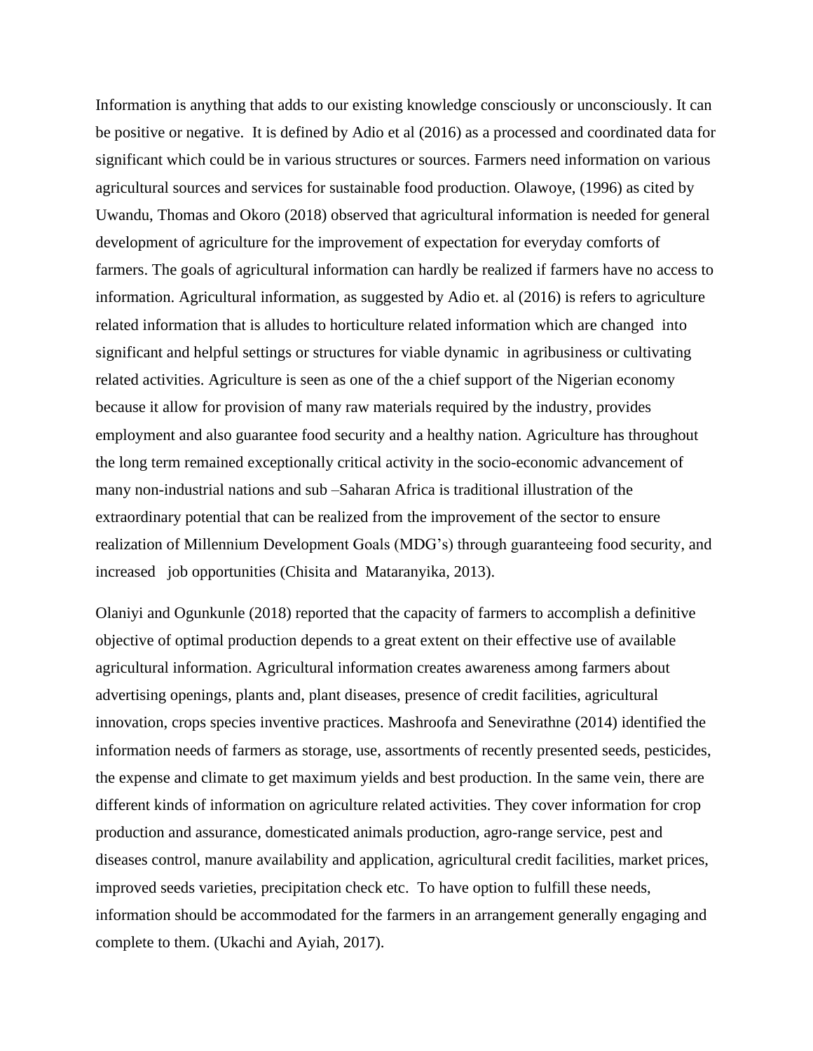Information is anything that adds to our existing knowledge consciously or unconsciously. It can be positive or negative. It is defined by Adio et al (2016) as a processed and coordinated data for significant which could be in various structures or sources. Farmers need information on various agricultural sources and services for sustainable food production. Olawoye, (1996) as cited by Uwandu, Thomas and Okoro (2018) observed that agricultural information is needed for general development of agriculture for the improvement of expectation for everyday comforts of farmers. The goals of agricultural information can hardly be realized if farmers have no access to information. Agricultural information, as suggested by Adio et. al (2016) is refers to agriculture related information that is alludes to horticulture related information which are changed into significant and helpful settings or structures for viable dynamic in agribusiness or cultivating related activities. Agriculture is seen as one of the a chief support of the Nigerian economy because it allow for provision of many raw materials required by the industry, provides employment and also guarantee food security and a healthy nation. Agriculture has throughout the long term remained exceptionally critical activity in the socio-economic advancement of many non-industrial nations and sub –Saharan Africa is traditional illustration of the extraordinary potential that can be realized from the improvement of the sector to ensure realization of Millennium Development Goals (MDG's) through guaranteeing food security, and increased job opportunities (Chisita and Mataranyika, 2013).

Olaniyi and Ogunkunle (2018) reported that the capacity of farmers to accomplish a definitive objective of optimal production depends to a great extent on their effective use of available agricultural information. Agricultural information creates awareness among farmers about advertising openings, plants and, plant diseases, presence of credit facilities, agricultural innovation, crops species inventive practices. Mashroofa and Senevirathne (2014) identified the information needs of farmers as storage, use, assortments of recently presented seeds, pesticides, the expense and climate to get maximum yields and best production. In the same vein, there are different kinds of information on agriculture related activities. They cover information for crop production and assurance, domesticated animals production, agro-range service, pest and diseases control, manure availability and application, agricultural credit facilities, market prices, improved seeds varieties, precipitation check etc. To have option to fulfill these needs, information should be accommodated for the farmers in an arrangement generally engaging and complete to them. (Ukachi and Ayiah, 2017).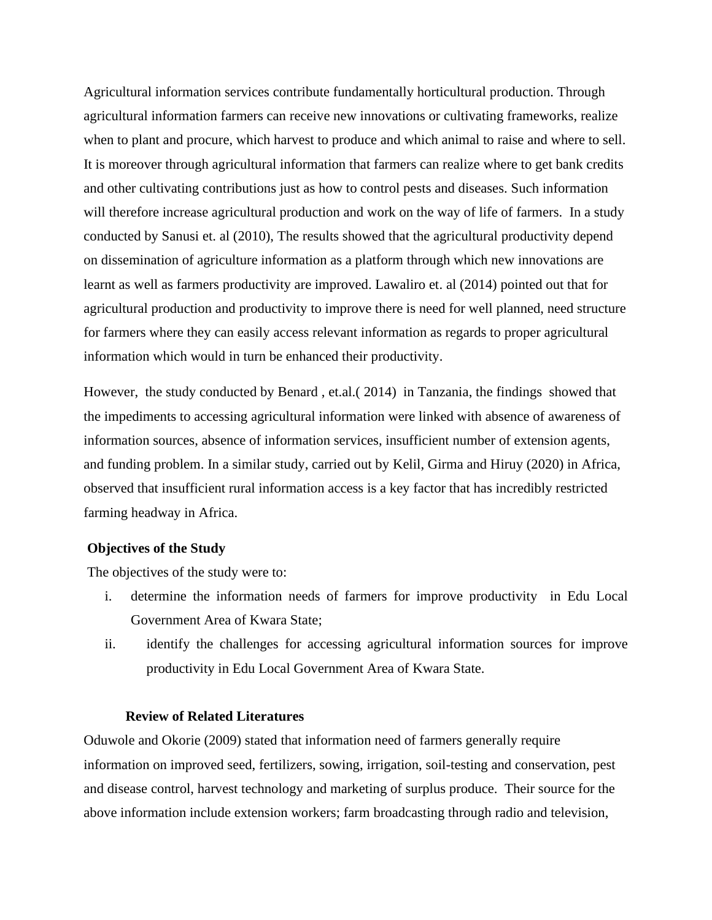Agricultural information services contribute fundamentally horticultural production. Through agricultural information farmers can receive new innovations or cultivating frameworks, realize when to plant and procure, which harvest to produce and which animal to raise and where to sell. It is moreover through agricultural information that farmers can realize where to get bank credits and other cultivating contributions just as how to control pests and diseases. Such information will therefore increase agricultural production and work on the way of life of farmers. In a study conducted by Sanusi et. al (2010), The results showed that the agricultural productivity depend on dissemination of agriculture information as a platform through which new innovations are learnt as well as farmers productivity are improved. Lawaliro et. al (2014) pointed out that for agricultural production and productivity to improve there is need for well planned, need structure for farmers where they can easily access relevant information as regards to proper agricultural information which would in turn be enhanced their productivity.

However, the study conducted by Benard , et.al.( 2014) in Tanzania, the findings showed that the impediments to accessing agricultural information were linked with absence of awareness of information sources, absence of information services, insufficient number of extension agents, and funding problem. In a similar study, carried out by Kelil, Girma and Hiruy (2020) in Africa, observed that insufficient rural information access is a key factor that has incredibly restricted farming headway in Africa.

**Objectives of the Study**

The objectives of the study were to:

i. determine the information needs of farmers for improve productivity in Edu Local Government Area of Kwara State;
ii. identify the challenges for accessing agricultural information sources for improve productivity in Edu Local Government Area of Kwara State.

**Review of Related Literatures**

Oduwole and Okorie (2009) stated that information need of farmers generally require information on improved seed, fertilizers, sowing, irrigation, soil-testing and conservation, pest and disease control, harvest technology and marketing of surplus produce. Their source for the above information include extension workers; farm broadcasting through radio and television,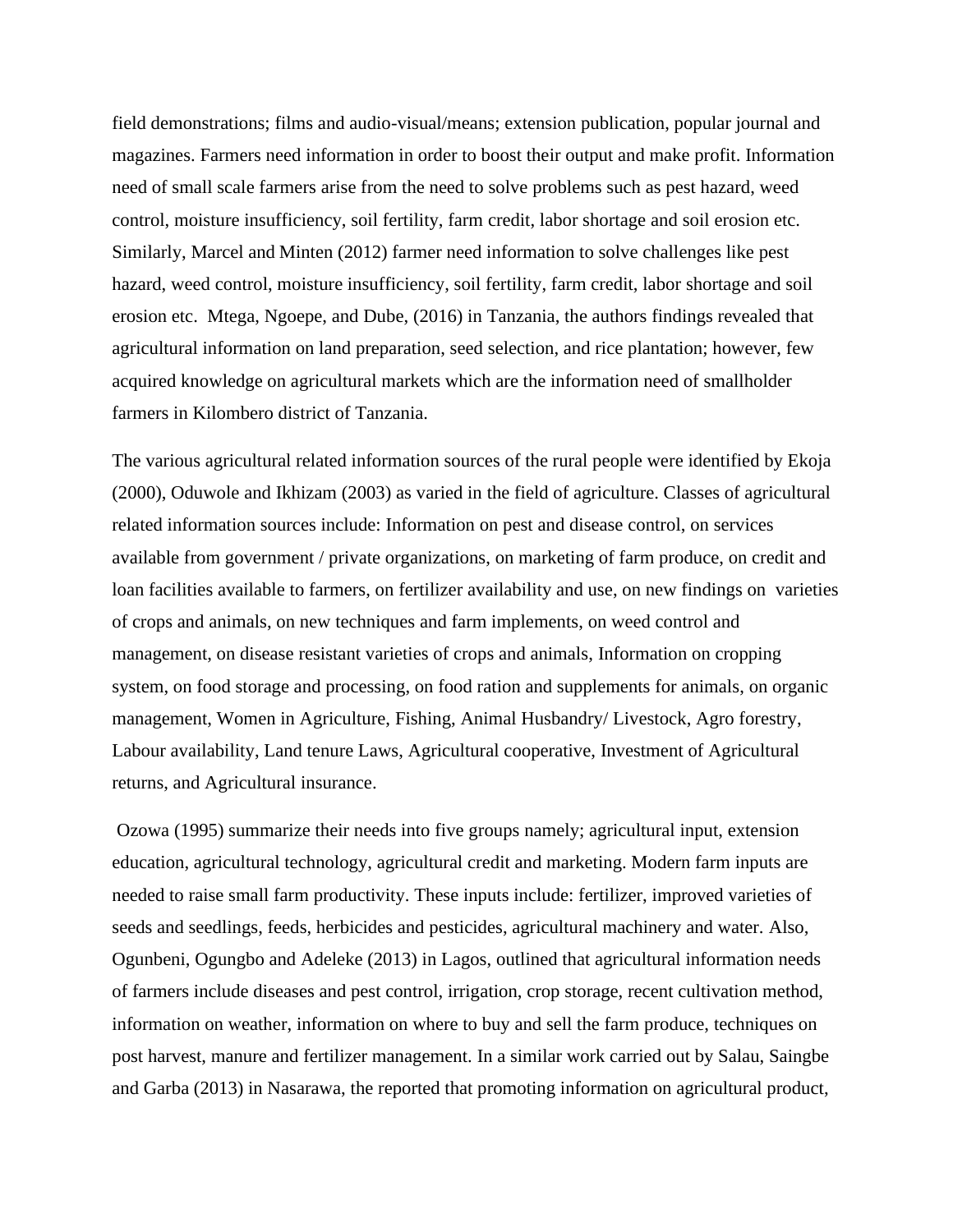field demonstrations; films and audio-visual/means; extension publication, popular journal and magazines. Farmers need information in order to boost their output and make profit. Information need of small scale farmers arise from the need to solve problems such as pest hazard, weed control, moisture insufficiency, soil fertility, farm credit, labor shortage and soil erosion etc. Similarly, Marcel and Minten (2012) farmer need information to solve challenges like pest hazard, weed control, moisture insufficiency, soil fertility, farm credit, labor shortage and soil erosion etc. Mtega, Ngoepe, and Dube, (2016) in Tanzania, the authors findings revealed that agricultural information on land preparation, seed selection, and rice plantation; however, few acquired knowledge on agricultural markets which are the information need of smallholder farmers in Kilombero district of Tanzania.

The various agricultural related information sources of the rural people were identified by Ekoja (2000), Oduwole and Ikhizam (2003) as varied in the field of agriculture. Classes of agricultural related information sources include: Information on pest and disease control, on services available from government / private organizations, on marketing of farm produce, on credit and loan facilities available to farmers, on fertilizer availability and use, on new findings on varieties of crops and animals, on new techniques and farm implements, on weed control and management, on disease resistant varieties of crops and animals, Information on cropping system, on food storage and processing, on food ration and supplements for animals, on organic management, Women in Agriculture, Fishing, Animal Husbandry/ Livestock, Agro forestry, Labour availability, Land tenure Laws, Agricultural cooperative, Investment of Agricultural returns, and Agricultural insurance.

Ozowa (1995) summarize their needs into five groups namely; agricultural input, extension education, agricultural technology, agricultural credit and marketing. Modern farm inputs are needed to raise small farm productivity. These inputs include: fertilizer, improved varieties of seeds and seedlings, feeds, herbicides and pesticides, agricultural machinery and water. Also, Ogunbeni, Ogungbo and Adeleke (2013) in Lagos, outlined that agricultural information needs of farmers include diseases and pest control, irrigation, crop storage, recent cultivation method, information on weather, information on where to buy and sell the farm produce, techniques on post harvest, manure and fertilizer management. In a similar work carried out by Salau, Saingbe and Garba (2013) in Nasarawa, the reported that promoting information on agricultural product,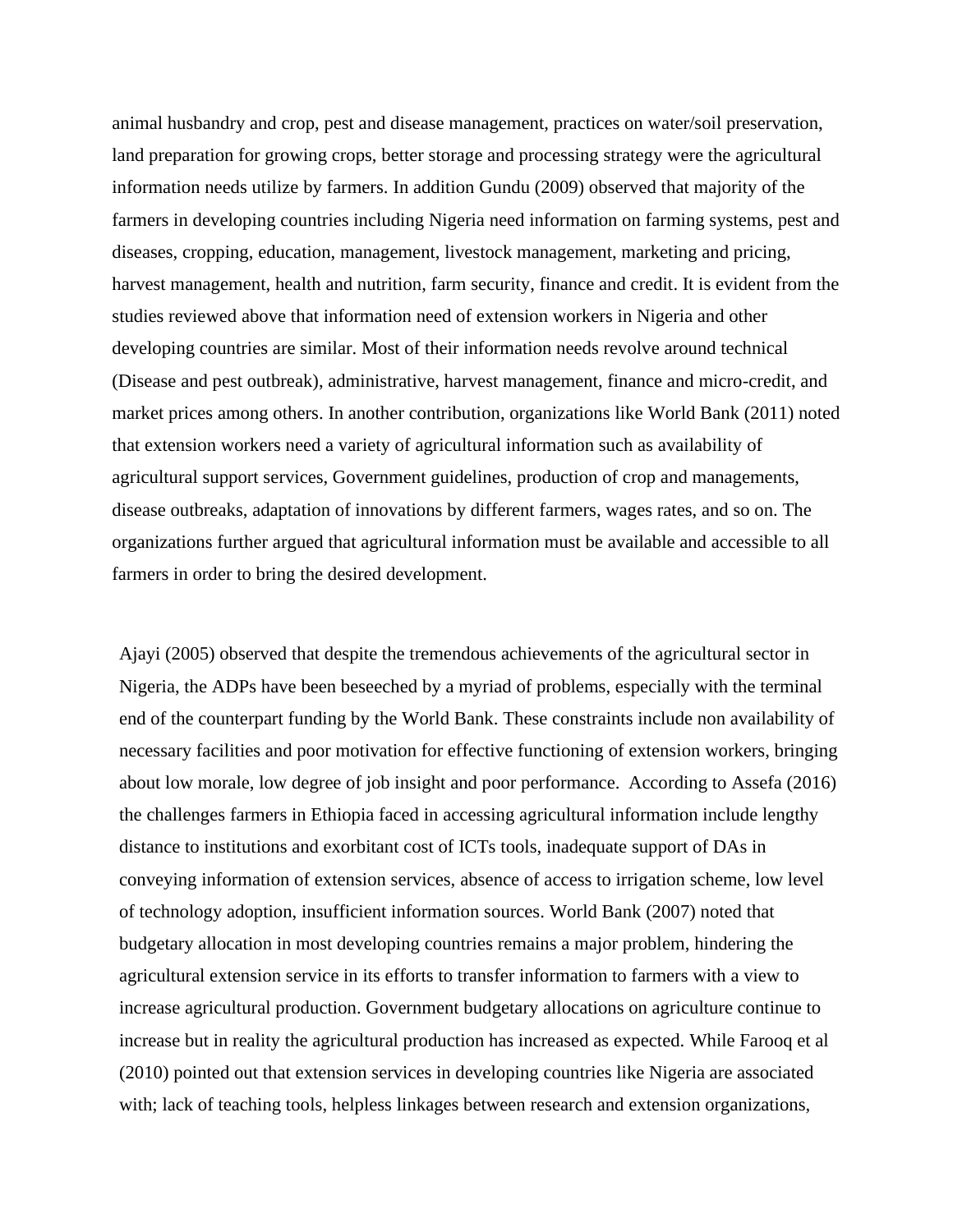animal husbandry and crop, pest and disease management, practices on water/soil preservation, land preparation for growing crops, better storage and processing strategy were the agricultural information needs utilize by farmers. In addition Gundu (2009) observed that majority of the farmers in developing countries including Nigeria need information on farming systems, pest and diseases, cropping, education, management, livestock management, marketing and pricing, harvest management, health and nutrition, farm security, finance and credit. It is evident from the studies reviewed above that information need of extension workers in Nigeria and other developing countries are similar. Most of their information needs revolve around technical (Disease and pest outbreak), administrative, harvest management, finance and micro-credit, and market prices among others. In another contribution, organizations like World Bank (2011) noted that extension workers need a variety of agricultural information such as availability of agricultural support services, Government guidelines, production of crop and managements, disease outbreaks, adaptation of innovations by different farmers, wages rates, and so on. The organizations further argued that agricultural information must be available and accessible to all farmers in order to bring the desired development.

Ajayi (2005) observed that despite the tremendous achievements of the agricultural sector in Nigeria, the ADPs have been beseeched by a myriad of problems, especially with the terminal end of the counterpart funding by the World Bank. These constraints include non availability of necessary facilities and poor motivation for effective functioning of extension workers, bringing about low morale, low degree of job insight and poor performance. According to Assefa (2016) the challenges farmers in Ethiopia faced in accessing agricultural information include lengthy distance to institutions and exorbitant cost of ICTs tools, inadequate support of DAs in conveying information of extension services, absence of access to irrigation scheme, low level of technology adoption, insufficient information sources. World Bank (2007) noted that budgetary allocation in most developing countries remains a major problem, hindering the agricultural extension service in its efforts to transfer information to farmers with a view to increase agricultural production. Government budgetary allocations on agriculture continue to increase but in reality the agricultural production has increased as expected. While Farooq et al (2010) pointed out that extension services in developing countries like Nigeria are associated with; lack of teaching tools, helpless linkages between research and extension organizations,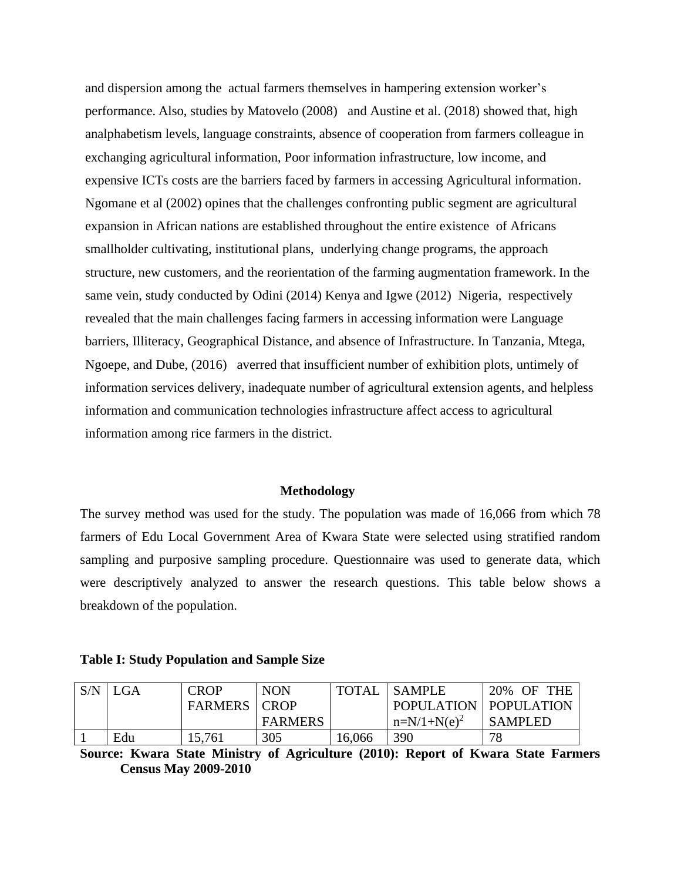and dispersion among the actual farmers themselves in hampering extension worker's performance. Also, studies by Matovelo (2008) and Austine et al. (2018) showed that, high analphabetism levels, language constraints, absence of cooperation from farmers colleague in exchanging agricultural information, Poor information infrastructure, low income, and expensive ICTs costs are the barriers faced by farmers in accessing Agricultural information. Ngomane et al (2002) opines that the challenges confronting public segment are agricultural expansion in African nations are established throughout the entire existence of Africans smallholder cultivating, institutional plans, underlying change programs, the approach structure, new customers, and the reorientation of the farming augmentation framework. In the same vein, study conducted by Odini (2014) Kenya and Igwe (2012) Nigeria, respectively revealed that the main challenges facing farmers in accessing information were Language barriers, Illiteracy, Geographical Distance, and absence of Infrastructure. In Tanzania, Mtega, Ngoepe, and Dube, (2016) averred that insufficient number of exhibition plots, untimely of information services delivery, inadequate number of agricultural extension agents, and helpless information and communication technologies infrastructure affect access to agricultural information among rice farmers in the district.

## Methodology

The survey method was used for the study. The population was made of 16,066 from which 78 farmers of Edu Local Government Area of Kwara State were selected using stratified random sampling and purposive sampling procedure. Questionnaire was used to generate data, which were descriptively analyzed to answer the research questions. This table below shows a breakdown of the population.

**Table I: Study Population and Sample Size**

| S/N | LGA | CROP FARMERS | NON CROP FARMERS | TOTAL | SAMPLE POPULATION $n=N/1+N(e)^2$ | 20% OF THE POPULATION SAMPLED |
|---|---|---|---|---|---|---|
| 1 | Edu | 15,761 | 305 | 16,066 | 390 | 78 |

**Source: Kwara State Ministry of Agriculture (2010): Report of Kwara State Farmers Census May 2009-2010**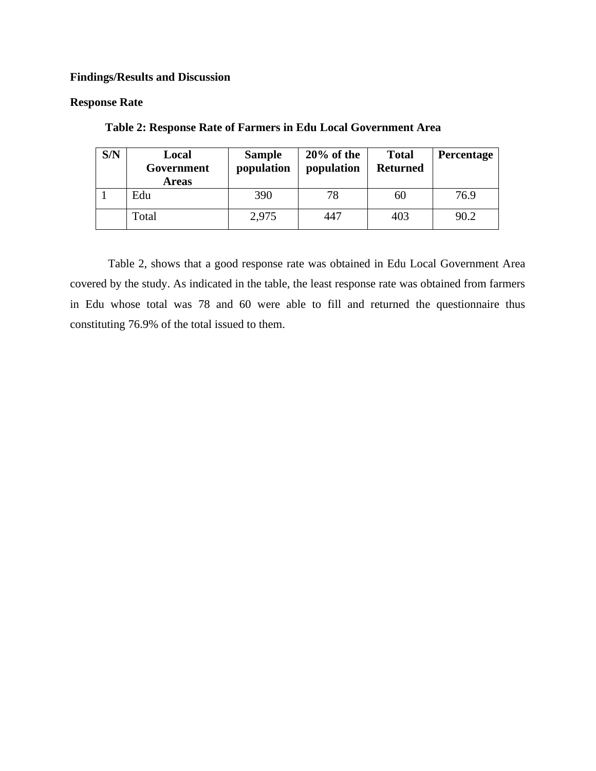**Findings/Results and Discussion**

**Response Rate**

**Table 2: Response Rate of Farmers in Edu Local Government Area**

| S/N | Local Government Areas | Sample population | 20% of the population | Total Returned | Percentage |
|---|---|---|---|---|---|
| 1 | Edu | 390 | 78 | 60 | 76.9 |
| | Total | 2,975 | 447 | 403 | 90.2 |

Table 2, shows that a good response rate was obtained in Edu Local Government Area covered by the study. As indicated in the table, the least response rate was obtained from farmers in Edu whose total was 78 and 60 were able to fill and returned the questionnaire thus constituting 76.9% of the total issued to them.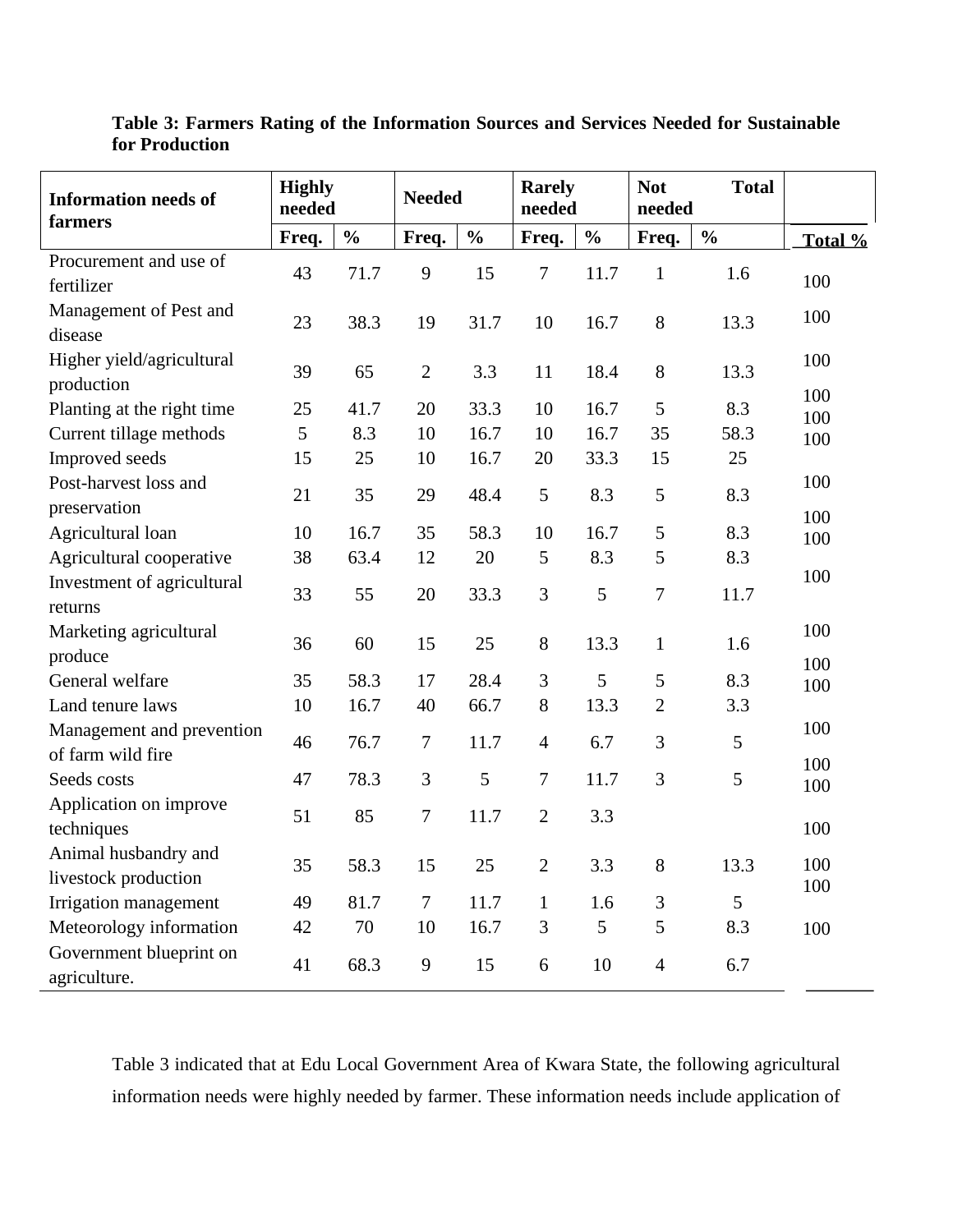**Table 3: Farmers Rating of the Information Sources and Services Needed for Sustainable for Production**

| Information needs of farmers | Highly needed | | Needed | | Rarely needed | | Not needed | Total | |
|---|---|---|---|---|---|---|---|---|---|
| | Freq. | % | Freq. | % | Freq. | % | Freq. | % | Total % |
| Procurement and use of fertilizer | 43 | 71.7 | 9 | 15 | 7 | 11.7 | 1 | 1.6 | 100 |
| Management of Pest and disease | 23 | 38.3 | 19 | 31.7 | 10 | 16.7 | 8 | 13.3 | 100 |
| Higher yield/agricultural production | 39 | 65 | 2 | 3.3 | 11 | 18.4 | 8 | 13.3 | 100 |
| Planting at the right time | 25 | 41.7 | 20 | 33.3 | 10 | 16.7 | 5 | 8.3 | 100 |
| Current tillage methods | 5 | 8.3 | 10 | 16.7 | 10 | 16.7 | 35 | 58.3 | 100 |
| Improved seeds | 15 | 25 | 10 | 16.7 | 20 | 33.3 | 15 | 25 | 100 |
| Post-harvest loss and preservation | 21 | 35 | 29 | 48.4 | 5 | 8.3 | 5 | 8.3 | 100 |
| Agricultural loan | 10 | 16.7 | 35 | 58.3 | 10 | 16.7 | 5 | 8.3 | 100 |
| Agricultural cooperative | 38 | 63.4 | 12 | 20 | 5 | 8.3 | 5 | 8.3 | 100 |
| Investment of agricultural returns | 33 | 55 | 20 | 33.3 | 3 | 5 | 7 | 11.7 | 100 |
| Marketing agricultural produce | 36 | 60 | 15 | 25 | 8 | 13.3 | 1 | 1.6 | 100 |
| General welfare | 35 | 58.3 | 17 | 28.4 | 3 | 5 | 5 | 8.3 | 100 |
| Land tenure laws | 10 | 16.7 | 40 | 66.7 | 8 | 13.3 | 2 | 3.3 | 100 |
| Management and prevention of farm wild fire | 46 | 76.7 | 7 | 11.7 | 4 | 6.7 | 3 | 5 | 100 |
| Seeds costs | 47 | 78.3 | 3 | 5 | 7 | 11.7 | 3 | 5 | 100 |
| Application on improve techniques | 51 | 85 | 7 | 11.7 | 2 | 3.3 | | | 100 |
| Animal husbandry and livestock production | 35 | 58.3 | 15 | 25 | 2 | 3.3 | 8 | 13.3 | 100 |
| Irrigation management | 49 | 81.7 | 7 | 11.7 | 1 | 1.6 | 3 | 5 | 100 |
| Meteorology information | 42 | 70 | 10 | 16.7 | 3 | 5 | 5 | 8.3 | 100 |
| Government blueprint on agriculture. | 41 | 68.3 | 9 | 15 | 6 | 10 | 4 | 6.7 | 100 |

Table 3 indicated that at Edu Local Government Area of Kwara State, the following agricultural information needs were highly needed by farmer. These information needs include application of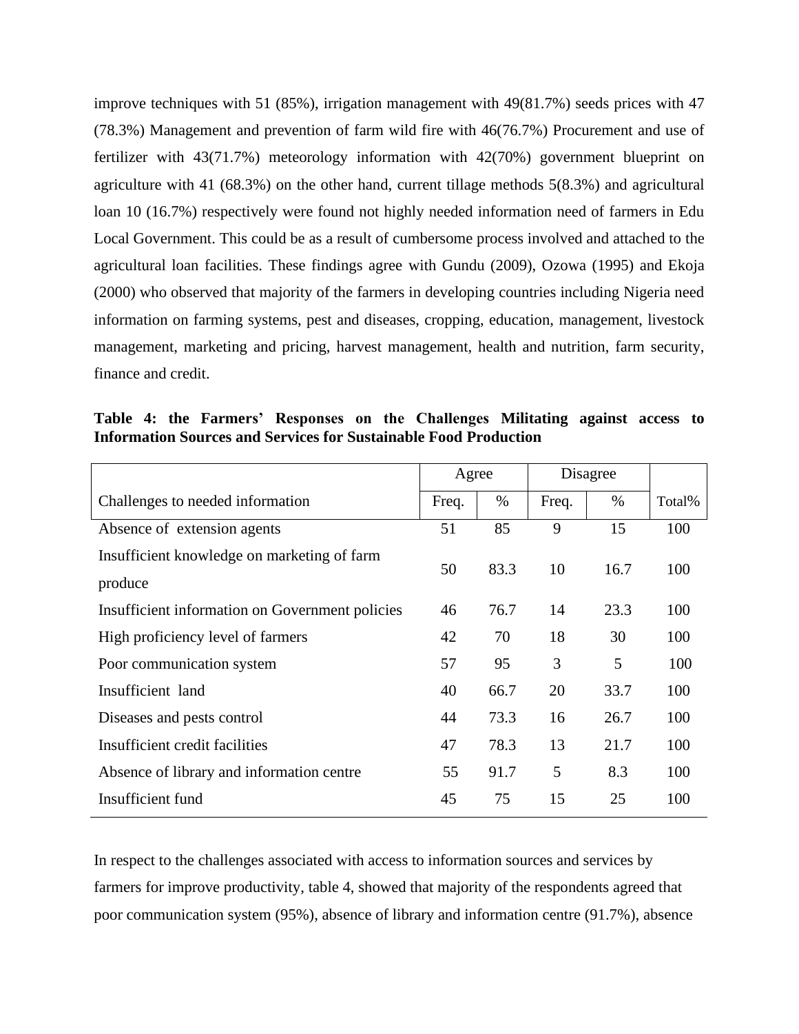improve techniques with 51 (85%), irrigation management with 49(81.7%) seeds prices with 47 (78.3%) Management and prevention of farm wild fire with 46(76.7%) Procurement and use of fertilizer with 43(71.7%) meteorology information with 42(70%) government blueprint on agriculture with 41 (68.3%) on the other hand, current tillage methods 5(8.3%) and agricultural loan 10 (16.7%) respectively were found not highly needed information need of farmers in Edu Local Government. This could be as a result of cumbersome process involved and attached to the agricultural loan facilities. These findings agree with Gundu (2009), Ozowa (1995) and Ekoja (2000) who observed that majority of the farmers in developing countries including Nigeria need information on farming systems, pest and diseases, cropping, education, management, livestock management, marketing and pricing, harvest management, health and nutrition, farm security, finance and credit.

**Table 4: the Farmers' Responses on the Challenges Militating against access to Information Sources and Services for Sustainable Food Production**

| | Agree | | Disagree | | |
|---|---|---|---|---|---|
| Challenges to needed information | Freq. | % | Freq. | % | Total% |
| Absence of extension agents | 51 | 85 | 9 | 15 | 100 |
| Insufficient knowledge on marketing of farm produce | 50 | 83.3 | 10 | 16.7 | 100 |
| Insufficient information on Government policies | 46 | 76.7 | 14 | 23.3 | 100 |
| High proficiency level of farmers | 42 | 70 | 18 | 30 | 100 |
| Poor communication system | 57 | 95 | 3 | 5 | 100 |
| Insufficient land | 40 | 66.7 | 20 | 33.7 | 100 |
| Diseases and pests control | 44 | 73.3 | 16 | 26.7 | 100 |
| Insufficient credit facilities | 47 | 78.3 | 13 | 21.7 | 100 |
| Absence of library and information centre | 55 | 91.7 | 5 | 8.3 | 100 |
| Insufficient fund | 45 | 75 | 15 | 25 | 100 |

In respect to the challenges associated with access to information sources and services by farmers for improve productivity, table 4, showed that majority of the respondents agreed that poor communication system (95%), absence of library and information centre (91.7%), absence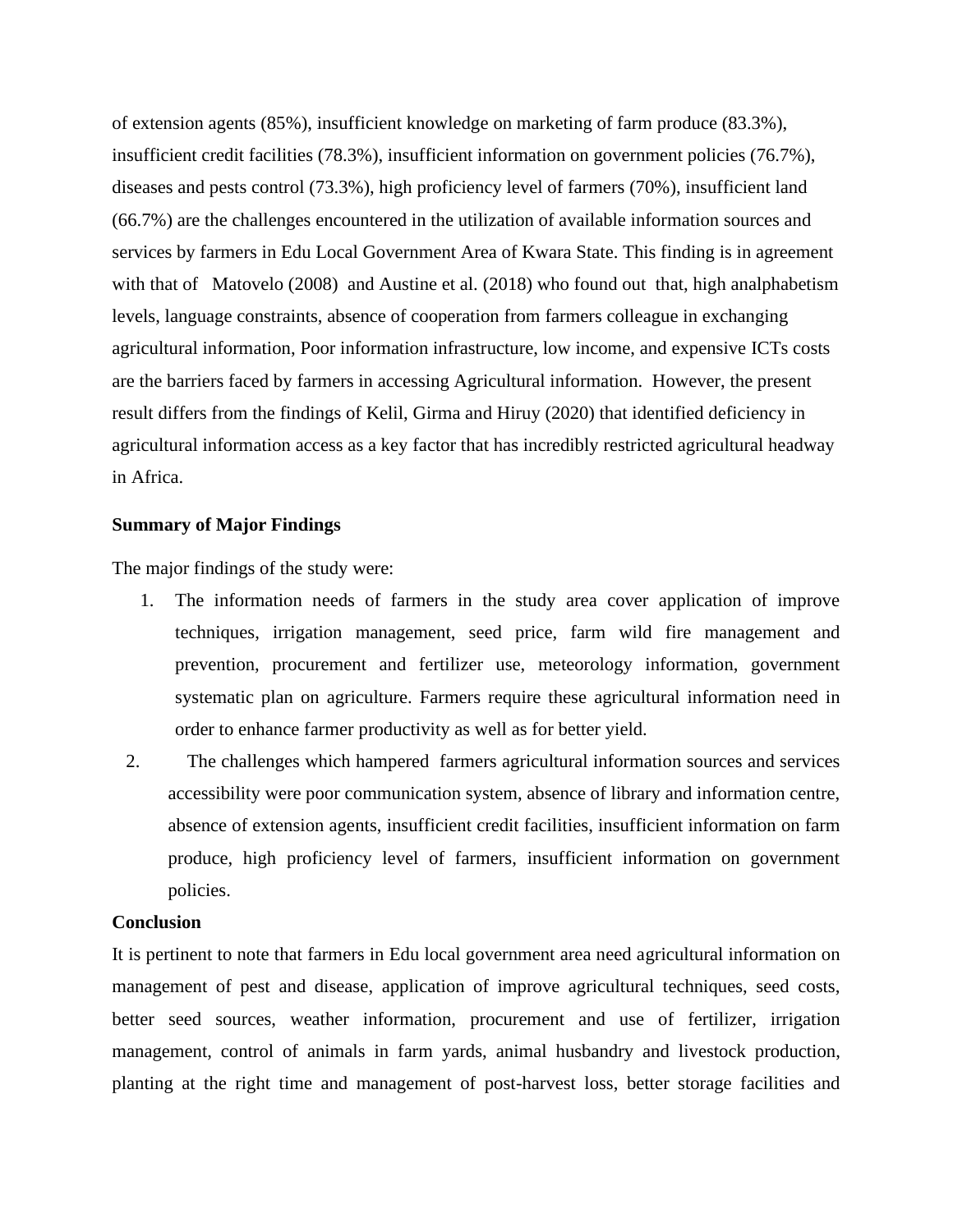of extension agents (85%), insufficient knowledge on marketing of farm produce (83.3%), insufficient credit facilities (78.3%), insufficient information on government policies (76.7%), diseases and pests control (73.3%), high proficiency level of farmers (70%), insufficient land (66.7%) are the challenges encountered in the utilization of available information sources and services by farmers in Edu Local Government Area of Kwara State. This finding is in agreement with that of Matovelo (2008) and Austine et al. (2018) who found out that, high analphabetism levels, language constraints, absence of cooperation from farmers colleague in exchanging agricultural information, Poor information infrastructure, low income, and expensive ICTs costs are the barriers faced by farmers in accessing Agricultural information. However, the present result differs from the findings of Kelil, Girma and Hiruy (2020) that identified deficiency in agricultural information access as a key factor that has incredibly restricted agricultural headway in Africa.

**Summary of Major Findings**

The major findings of the study were:

1. The information needs of farmers in the study area cover application of improve techniques, irrigation management, seed price, farm wild fire management and prevention, procurement and fertilizer use, meteorology information, government systematic plan on agriculture. Farmers require these agricultural information need in order to enhance farmer productivity as well as for better yield.
2. The challenges which hampered farmers agricultural information sources and services accessibility were poor communication system, absence of library and information centre, absence of extension agents, insufficient credit facilities, insufficient information on farm produce, high proficiency level of farmers, insufficient information on government policies.

**Conclusion**

It is pertinent to note that farmers in Edu local government area need agricultural information on management of pest and disease, application of improve agricultural techniques, seed costs, better seed sources, weather information, procurement and use of fertilizer, irrigation management, control of animals in farm yards, animal husbandry and livestock production, planting at the right time and management of post-harvest loss, better storage facilities and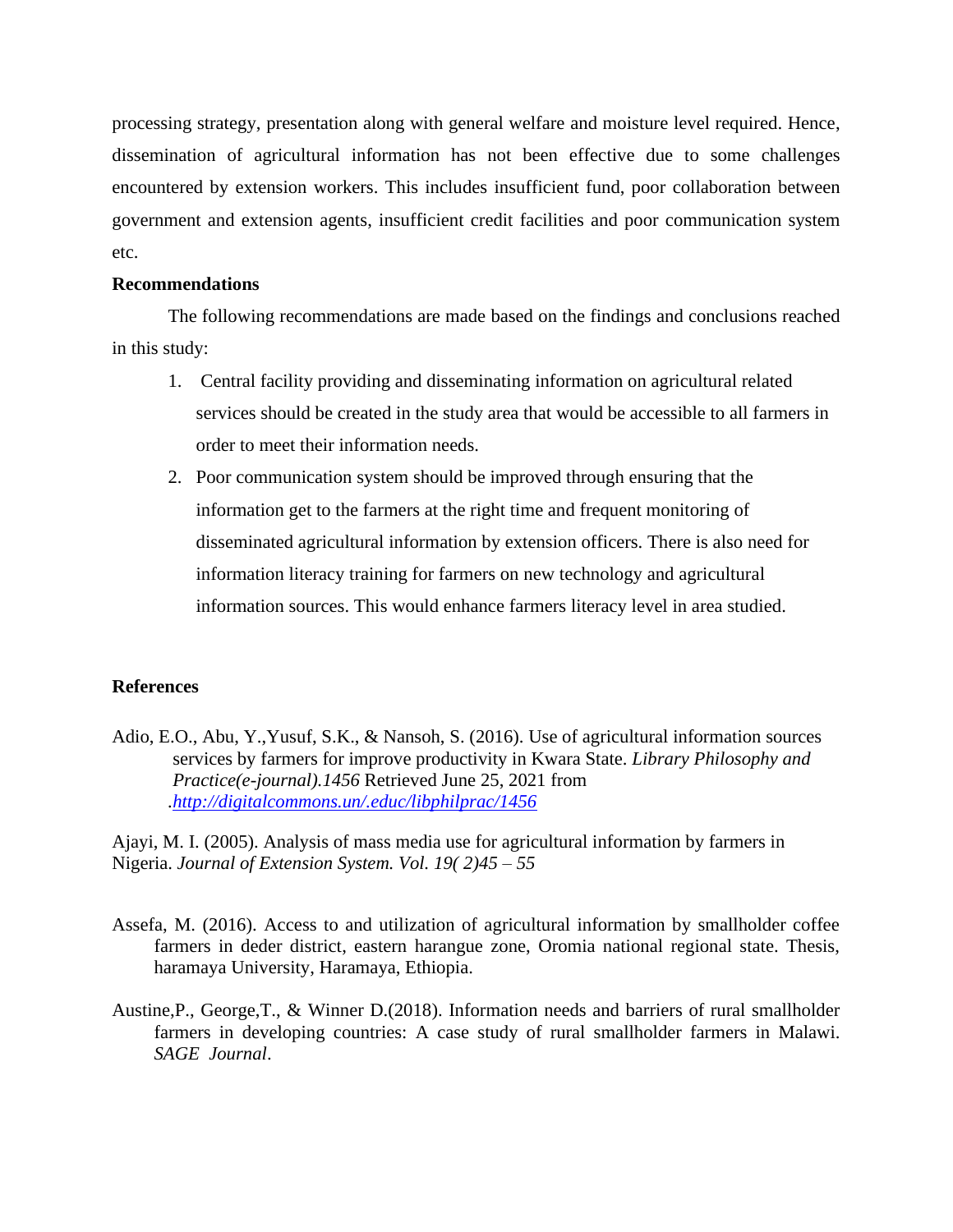processing strategy, presentation along with general welfare and moisture level required. Hence, dissemination of agricultural information has not been effective due to some challenges encountered by extension workers. This includes insufficient fund, poor collaboration between government and extension agents, insufficient credit facilities and poor communication system etc.

**Recommendations**

The following recommendations are made based on the findings and conclusions reached in this study:

1. Central facility providing and disseminating information on agricultural related services should be created in the study area that would be accessible to all farmers in order to meet their information needs.
2. Poor communication system should be improved through ensuring that the information get to the farmers at the right time and frequent monitoring of disseminated agricultural information by extension officers. There is also need for information literacy training for farmers on new technology and agricultural information sources. This would enhance farmers literacy level in area studied.

**References**

Adio, E.O., Abu, Y.,Yusuf, S.K., & Nansoh, S. (2016). Use of agricultural information sources services by farmers for improve productivity in Kwara State. *Library Philosophy and Practice(e-journal).1456* Retrieved June 25, 2021 from .*http://digitalcommons.un/.educ/libphilprac/1456*

Ajayi, M. I. (2005). Analysis of mass media use for agricultural information by farmers in Nigeria. *Journal of Extension System. Vol. 19( 2)45 – 55*

Assefa, M. (2016). Access to and utilization of agricultural information by smallholder coffee farmers in deder district, eastern harangue zone, Oromia national regional state. Thesis, haramaya University, Haramaya, Ethiopia.

Austine,P., George,T., & Winner D.(2018). Information needs and barriers of rural smallholder farmers in developing countries: A case study of rural smallholder farmers in Malawi. *SAGE Journal*.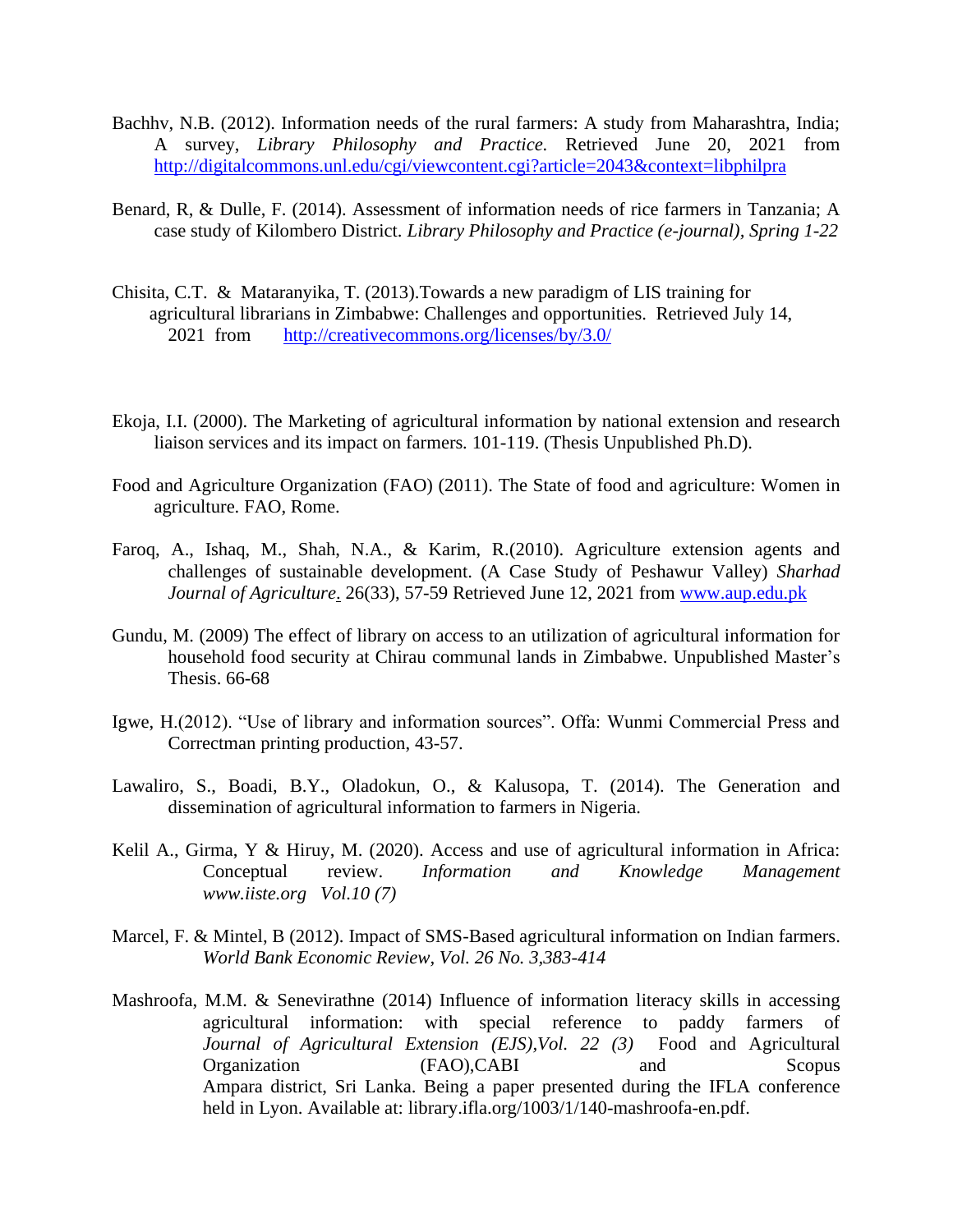Bachhv, N.B. (2012). Information needs of the rural farmers: A study from Maharashtra, India; A survey, *Library Philosophy and Practice.* Retrieved June 20, 2021 from http://digitalcommons.unl.edu/cgi/viewcontent.cgi?article=2043&context=libphilpra

Benard, R, & Dulle, F. (2014). Assessment of information needs of rice farmers in Tanzania; A case study of Kilombero District. *Library Philosophy and Practice (e-journal), Spring 1-22*

Chisita, C.T. & Mataranyika, T. (2013).Towards a new paradigm of LIS training for agricultural librarians in Zimbabwe: Challenges and opportunities. Retrieved July 14, 2021 from http://creativecommons.org/licenses/by/3.0/

Ekoja, I.I. (2000). The Marketing of agricultural information by national extension and research liaison services and its impact on farmers. 101-119. (Thesis Unpublished Ph.D).

Food and Agriculture Organization (FAO) (2011). The State of food and agriculture: Women in agriculture. FAO, Rome.

Faroq, A., Ishaq, M., Shah, N.A., & Karim, R.(2010). Agriculture extension agents and challenges of sustainable development. (A Case Study of Peshawur Valley) *Sharhad Journal of Agriculture.* 26(33), 57-59 Retrieved June 12, 2021 from www.aup.edu.pk

Gundu, M. (2009) The effect of library on access to an utilization of agricultural information for household food security at Chirau communal lands in Zimbabwe. Unpublished Master's Thesis. 66-68

Igwe, H.(2012). "Use of library and information sources". Offa: Wunmi Commercial Press and Correctman printing production, 43-57.

Lawaliro, S., Boadi, B.Y., Oladokun, O., & Kalusopa, T. (2014). The Generation and dissemination of agricultural information to farmers in Nigeria.

Kelil A., Girma, Y & Hiruy, M. (2020). Access and use of agricultural information in Africa: Conceptual review. *Information and Knowledge Management www.iiste.org Vol.10 (7)*

Marcel, F. & Mintel, B (2012). Impact of SMS-Based agricultural information on Indian farmers. *World Bank Economic Review, Vol. 26 No. 3,383-414*

Mashroofa, M.M. & Senevirathne (2014) Influence of information literacy skills in accessing agricultural information: with special reference to paddy farmers of *Journal of Agricultural Extension (EJS),Vol. 22 (3)* Food and Agricultural Organization (FAO),CABI and Scopus Ampara district, Sri Lanka. Being a paper presented during the IFLA conference held in Lyon. Available at: library.ifla.org/1003/1/140-mashroofa-en.pdf.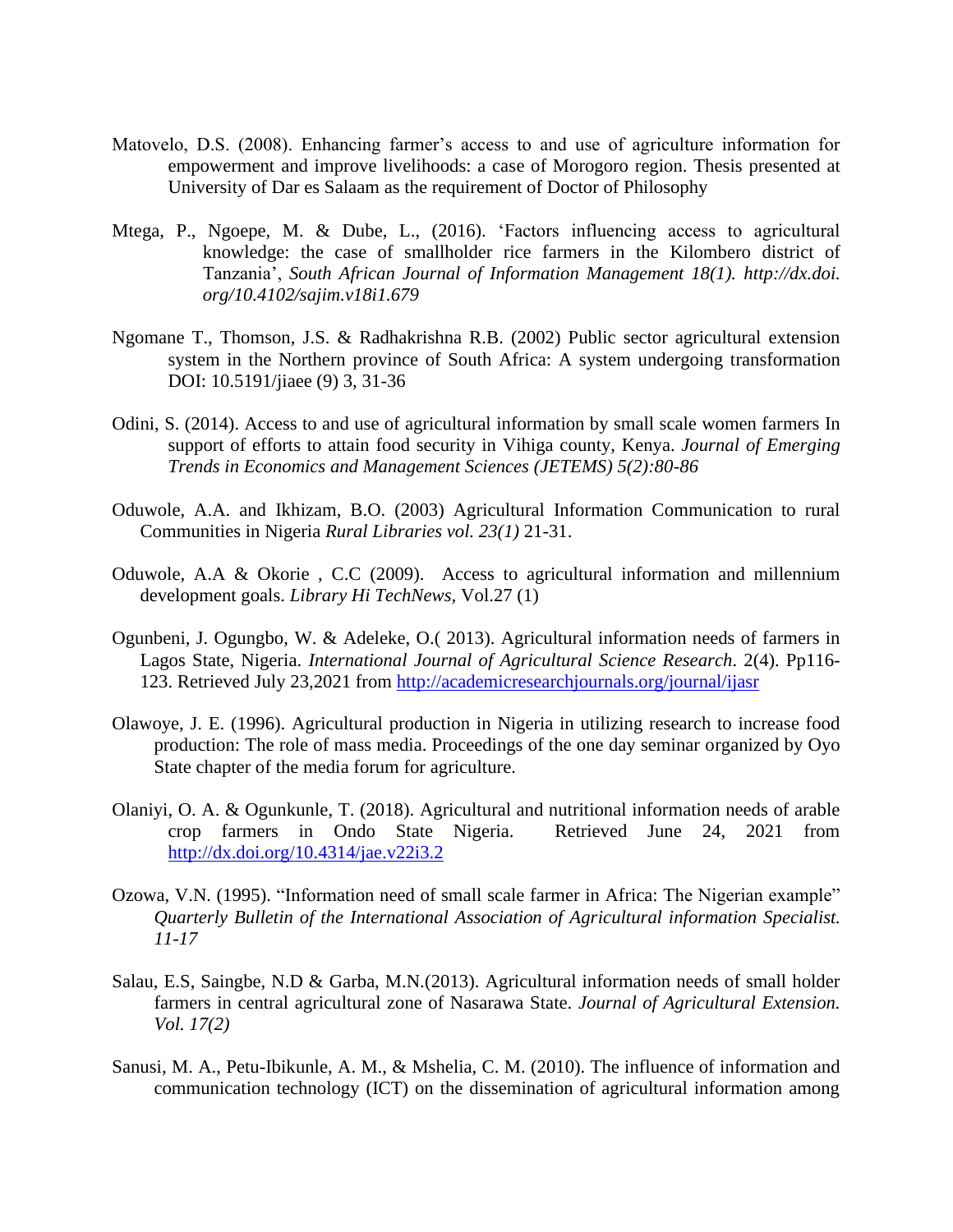Matovelo, D.S. (2008). Enhancing farmer's access to and use of agriculture information for empowerment and improve livelihoods: a case of Morogoro region. Thesis presented at University of Dar es Salaam as the requirement of Doctor of Philosophy

Mtega, P., Ngoepe, M. & Dube, L., (2016). 'Factors influencing access to agricultural knowledge: the case of smallholder rice farmers in the Kilombero district of Tanzania', *South African Journal of Information Management 18(1). http://dx.doi. org/10.4102/sajim.v18i1.679*

Ngomane T., Thomson, J.S. & Radhakrishna R.B. (2002) Public sector agricultural extension system in the Northern province of South Africa: A system undergoing transformation DOI: 10.5191/jiaee (9) 3, 31-36

Odini, S. (2014). Access to and use of agricultural information by small scale women farmers In support of efforts to attain food security in Vihiga county, Kenya. *Journal of Emerging Trends in Economics and Management Sciences (JETEMS) 5(2):80-86*

Oduwole, A.A. and Ikhizam, B.O. (2003) Agricultural Information Communication to rural Communities in Nigeria *Rural Libraries vol. 23(1)* 21-31.

Oduwole, A.A & Okorie , C.C (2009). Access to agricultural information and millennium development goals. *Library Hi TechNews,* Vol.27 (1)

Ogunbeni, J. Ogungbo, W. & Adeleke, O.( 2013). Agricultural information needs of farmers in Lagos State, Nigeria. *International Journal of Agricultural Science Research*. 2(4). Pp116-123. Retrieved July 23,2021 from http://academicresearchjournals.org/journal/ijasr

Olawoye, J. E. (1996). Agricultural production in Nigeria in utilizing research to increase food production: The role of mass media. Proceedings of the one day seminar organized by Oyo State chapter of the media forum for agriculture.

Olaniyi, O. A. & Ogunkunle, T. (2018). Agricultural and nutritional information needs of arable crop farmers in Ondo State Nigeria. Retrieved June 24, 2021 from http://dx.doi.org/10.4314/jae.v22i3.2

Ozowa, V.N. (1995). "Information need of small scale farmer in Africa: The Nigerian example" *Quarterly Bulletin of the International Association of Agricultural information Specialist. 11-17*

Salau, E.S, Saingbe, N.D & Garba, M.N.(2013). Agricultural information needs of small holder farmers in central agricultural zone of Nasarawa State. *Journal of Agricultural Extension. Vol. 17(2)*

Sanusi, M. A., Petu-Ibikunle, A. M., & Mshelia, C. M. (2010). The influence of information and communication technology (ICT) on the dissemination of agricultural information among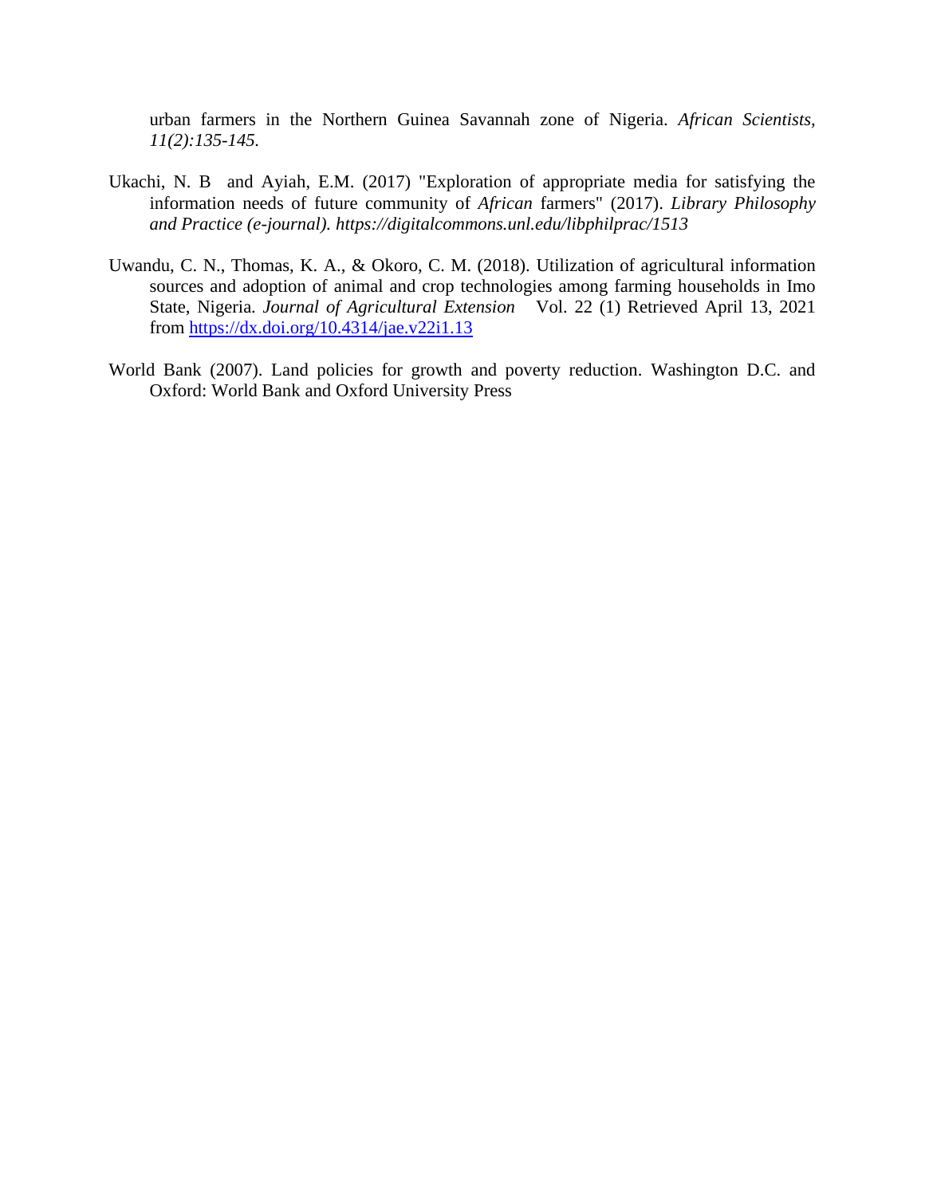urban farmers in the Northern Guinea Savannah zone of Nigeria. *African Scientists, 11(2):135-145.*

Ukachi, N. B and Ayiah, E.M. (2017) "Exploration of appropriate media for satisfying the information needs of future community of *African* farmers" (2017). *Library Philosophy and Practice (e-journal). https://digitalcommons.unl.edu/libphilprac/1513*

Uwandu, C. N., Thomas, K. A., & Okoro, C. M. (2018). Utilization of agricultural information sources and adoption of animal and crop technologies among farming households in Imo State, Nigeria. *Journal of Agricultural Extension* Vol. 22 (1) Retrieved April 13, 2021 from https://dx.doi.org/10.4314/jae.v22i1.13

World Bank (2007). Land policies for growth and poverty reduction. Washington D.C. and Oxford: World Bank and Oxford University Press